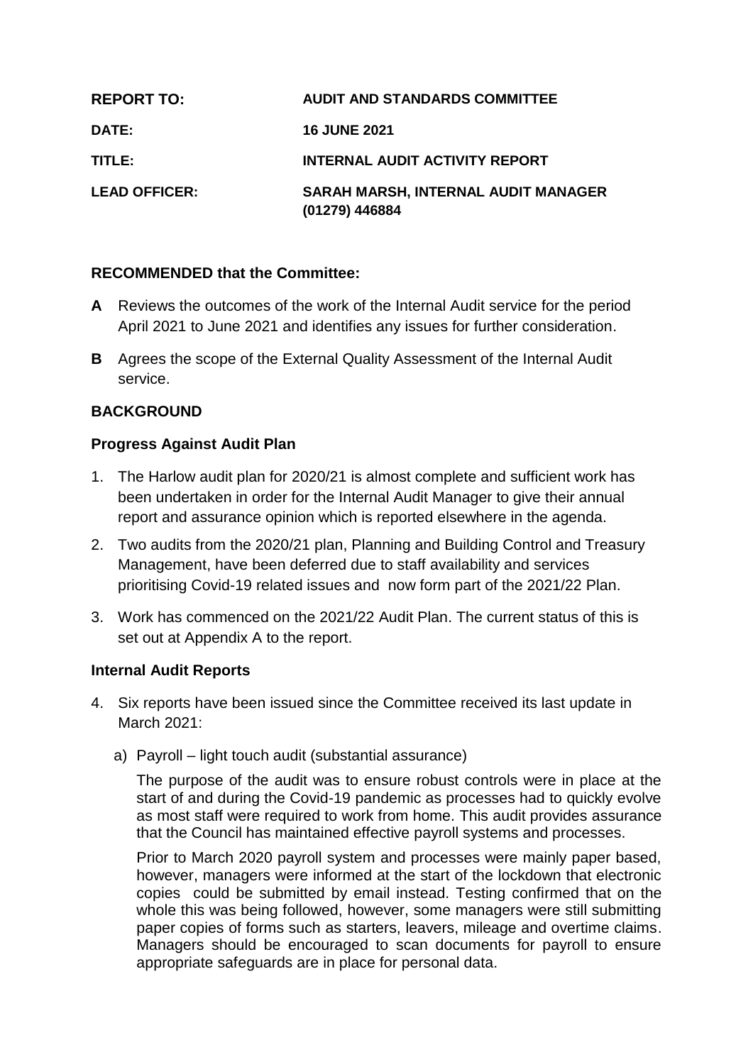| REPORT TO: | AUDIT AND STANDARDS COMMITTEE |
|---|---|
| DATE: | 16 JUNE 2021 |
| TITLE: | INTERNAL AUDIT ACTIVITY REPORT |
| LEAD OFFICER: | SARAH MARSH, INTERNAL AUDIT MANAGER (01279) 446884 |

**RECOMMENDED that the Committee:**

**A** Reviews the outcomes of the work of the Internal Audit service for the period April 2021 to June 2021 and identifies any issues for further consideration.

**B** Agrees the scope of the External Quality Assessment of the Internal Audit service.

## BACKGROUND

### Progress Against Audit Plan

1. The Harlow audit plan for 2020/21 is almost complete and sufficient work has been undertaken in order for the Internal Audit Manager to give their annual report and assurance opinion which is reported elsewhere in the agenda.
2. Two audits from the 2020/21 plan, Planning and Building Control and Treasury Management, have been deferred due to staff availability and services prioritising Covid-19 related issues and now form part of the 2021/22 Plan.
3. Work has commenced on the 2021/22 Audit Plan. The current status of this is set out at Appendix A to the report.

### Internal Audit Reports

4. Six reports have been issued since the Committee received its last update in March 2021:

   a) Payroll – light touch audit (substantial assurance)

   The purpose of the audit was to ensure robust controls were in place at the start of and during the Covid-19 pandemic as processes had to quickly evolve as most staff were required to work from home. This audit provides assurance that the Council has maintained effective payroll systems and processes.

   Prior to March 2020 payroll system and processes were mainly paper based, however, managers were informed at the start of the lockdown that electronic copies could be submitted by email instead. Testing confirmed that on the whole this was being followed, however, some managers were still submitting paper copies of forms such as starters, leavers, mileage and overtime claims. Managers should be encouraged to scan documents for payroll to ensure appropriate safeguards are in place for personal data.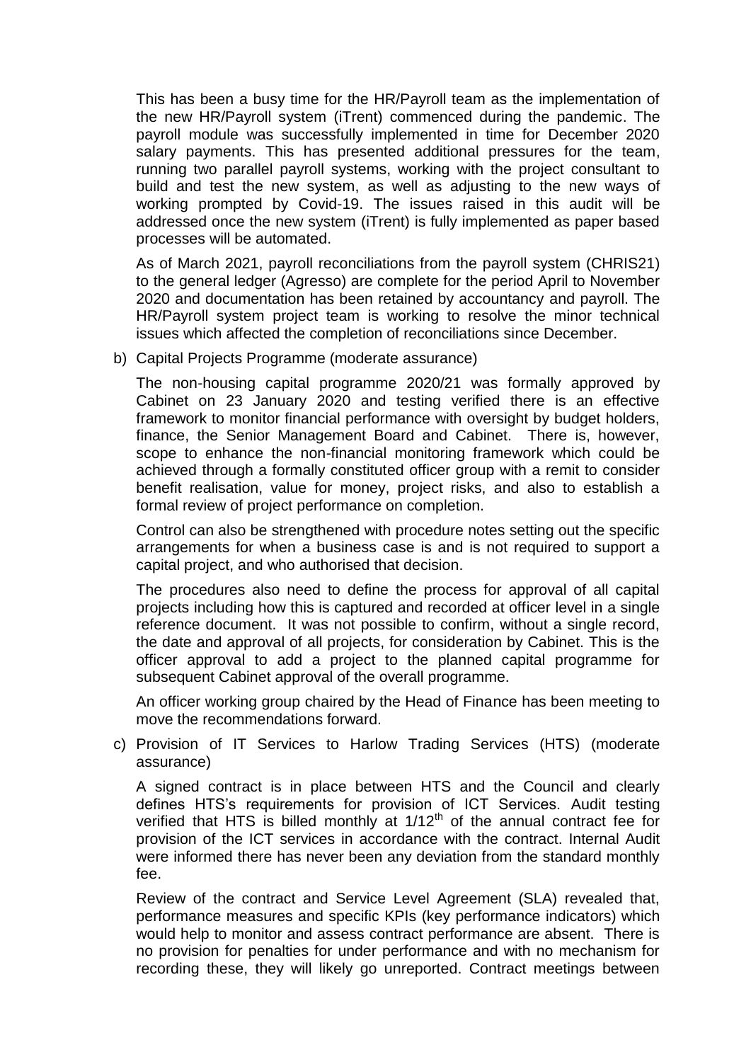This has been a busy time for the HR/Payroll team as the implementation of the new HR/Payroll system (iTrent) commenced during the pandemic. The payroll module was successfully implemented in time for December 2020 salary payments. This has presented additional pressures for the team, running two parallel payroll systems, working with the project consultant to build and test the new system, as well as adjusting to the new ways of working prompted by Covid-19. The issues raised in this audit will be addressed once the new system (iTrent) is fully implemented as paper based processes will be automated.

As of March 2021, payroll reconciliations from the payroll system (CHRIS21) to the general ledger (Agresso) are complete for the period April to November 2020 and documentation has been retained by accountancy and payroll. The HR/Payroll system project team is working to resolve the minor technical issues which affected the completion of reconciliations since December.

b) Capital Projects Programme (moderate assurance)

The non-housing capital programme 2020/21 was formally approved by Cabinet on 23 January 2020 and testing verified there is an effective framework to monitor financial performance with oversight by budget holders, finance, the Senior Management Board and Cabinet. There is, however, scope to enhance the non-financial monitoring framework which could be achieved through a formally constituted officer group with a remit to consider benefit realisation, value for money, project risks, and also to establish a formal review of project performance on completion.

Control can also be strengthened with procedure notes setting out the specific arrangements for when a business case is and is not required to support a capital project, and who authorised that decision.

The procedures also need to define the process for approval of all capital projects including how this is captured and recorded at officer level in a single reference document. It was not possible to confirm, without a single record, the date and approval of all projects, for consideration by Cabinet. This is the officer approval to add a project to the planned capital programme for subsequent Cabinet approval of the overall programme.

An officer working group chaired by the Head of Finance has been meeting to move the recommendations forward.

c) Provision of IT Services to Harlow Trading Services (HTS) (moderate assurance)

A signed contract is in place between HTS and the Council and clearly defines HTS's requirements for provision of ICT Services. Audit testing verified that HTS is billed monthly at 1/12th of the annual contract fee for provision of the ICT services in accordance with the contract. Internal Audit were informed there has never been any deviation from the standard monthly fee.

Review of the contract and Service Level Agreement (SLA) revealed that, performance measures and specific KPIs (key performance indicators) which would help to monitor and assess contract performance are absent. There is no provision for penalties for under performance and with no mechanism for recording these, they will likely go unreported. Contract meetings between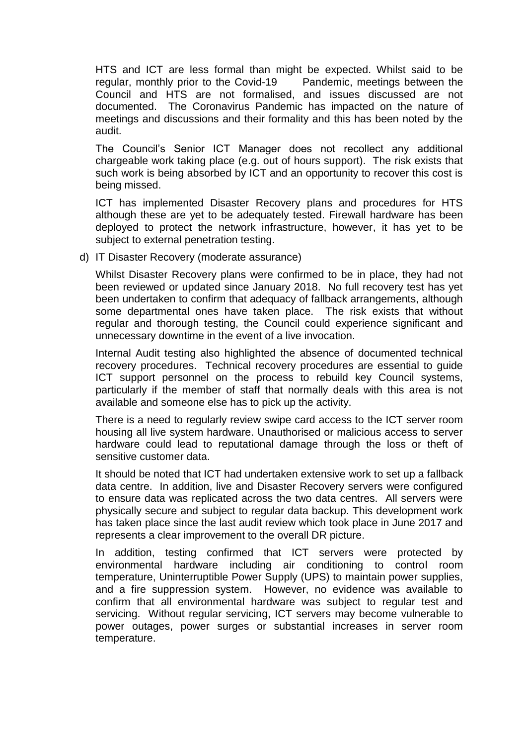HTS and ICT are less formal than might be expected. Whilst said to be regular, monthly prior to the Covid-19 Pandemic, meetings between the Council and HTS are not formalised, and issues discussed are not documented. The Coronavirus Pandemic has impacted on the nature of meetings and discussions and their formality and this has been noted by the audit.

The Council's Senior ICT Manager does not recollect any additional chargeable work taking place (e.g. out of hours support). The risk exists that such work is being absorbed by ICT and an opportunity to recover this cost is being missed.

ICT has implemented Disaster Recovery plans and procedures for HTS although these are yet to be adequately tested. Firewall hardware has been deployed to protect the network infrastructure, however, it has yet to be subject to external penetration testing.

d) IT Disaster Recovery (moderate assurance)

Whilst Disaster Recovery plans were confirmed to be in place, they had not been reviewed or updated since January 2018. No full recovery test has yet been undertaken to confirm that adequacy of fallback arrangements, although some departmental ones have taken place. The risk exists that without regular and thorough testing, the Council could experience significant and unnecessary downtime in the event of a live invocation.

Internal Audit testing also highlighted the absence of documented technical recovery procedures. Technical recovery procedures are essential to guide ICT support personnel on the process to rebuild key Council systems, particularly if the member of staff that normally deals with this area is not available and someone else has to pick up the activity.

There is a need to regularly review swipe card access to the ICT server room housing all live system hardware. Unauthorised or malicious access to server hardware could lead to reputational damage through the loss or theft of sensitive customer data.

It should be noted that ICT had undertaken extensive work to set up a fallback data centre. In addition, live and Disaster Recovery servers were configured to ensure data was replicated across the two data centres. All servers were physically secure and subject to regular data backup. This development work has taken place since the last audit review which took place in June 2017 and represents a clear improvement to the overall DR picture.

In addition, testing confirmed that ICT servers were protected by environmental hardware including air conditioning to control room temperature, Uninterruptible Power Supply (UPS) to maintain power supplies, and a fire suppression system. However, no evidence was available to confirm that all environmental hardware was subject to regular test and servicing. Without regular servicing, ICT servers may become vulnerable to power outages, power surges or substantial increases in server room temperature.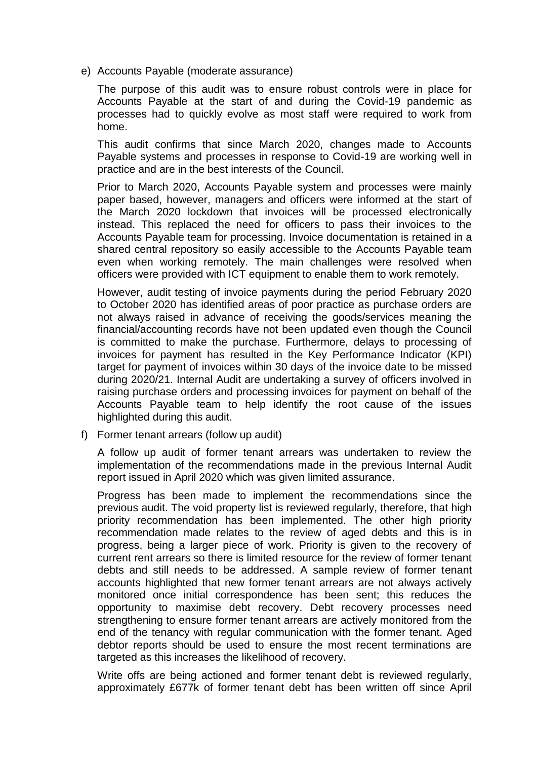e) Accounts Payable (moderate assurance)

The purpose of this audit was to ensure robust controls were in place for Accounts Payable at the start of and during the Covid-19 pandemic as processes had to quickly evolve as most staff were required to work from home.

This audit confirms that since March 2020, changes made to Accounts Payable systems and processes in response to Covid-19 are working well in practice and are in the best interests of the Council.

Prior to March 2020, Accounts Payable system and processes were mainly paper based, however, managers and officers were informed at the start of the March 2020 lockdown that invoices will be processed electronically instead. This replaced the need for officers to pass their invoices to the Accounts Payable team for processing. Invoice documentation is retained in a shared central repository so easily accessible to the Accounts Payable team even when working remotely. The main challenges were resolved when officers were provided with ICT equipment to enable them to work remotely.

However, audit testing of invoice payments during the period February 2020 to October 2020 has identified areas of poor practice as purchase orders are not always raised in advance of receiving the goods/services meaning the financial/accounting records have not been updated even though the Council is committed to make the purchase. Furthermore, delays to processing of invoices for payment has resulted in the Key Performance Indicator (KPI) target for payment of invoices within 30 days of the invoice date to be missed during 2020/21. Internal Audit are undertaking a survey of officers involved in raising purchase orders and processing invoices for payment on behalf of the Accounts Payable team to help identify the root cause of the issues highlighted during this audit.

f) Former tenant arrears (follow up audit)

A follow up audit of former tenant arrears was undertaken to review the implementation of the recommendations made in the previous Internal Audit report issued in April 2020 which was given limited assurance.

Progress has been made to implement the recommendations since the previous audit. The void property list is reviewed regularly, therefore, that high priority recommendation has been implemented. The other high priority recommendation made relates to the review of aged debts and this is in progress, being a larger piece of work. Priority is given to the recovery of current rent arrears so there is limited resource for the review of former tenant debts and still needs to be addressed. A sample review of former tenant accounts highlighted that new former tenant arrears are not always actively monitored once initial correspondence has been sent; this reduces the opportunity to maximise debt recovery. Debt recovery processes need strengthening to ensure former tenant arrears are actively monitored from the end of the tenancy with regular communication with the former tenant. Aged debtor reports should be used to ensure the most recent terminations are targeted as this increases the likelihood of recovery.

Write offs are being actioned and former tenant debt is reviewed regularly, approximately £677k of former tenant debt has been written off since April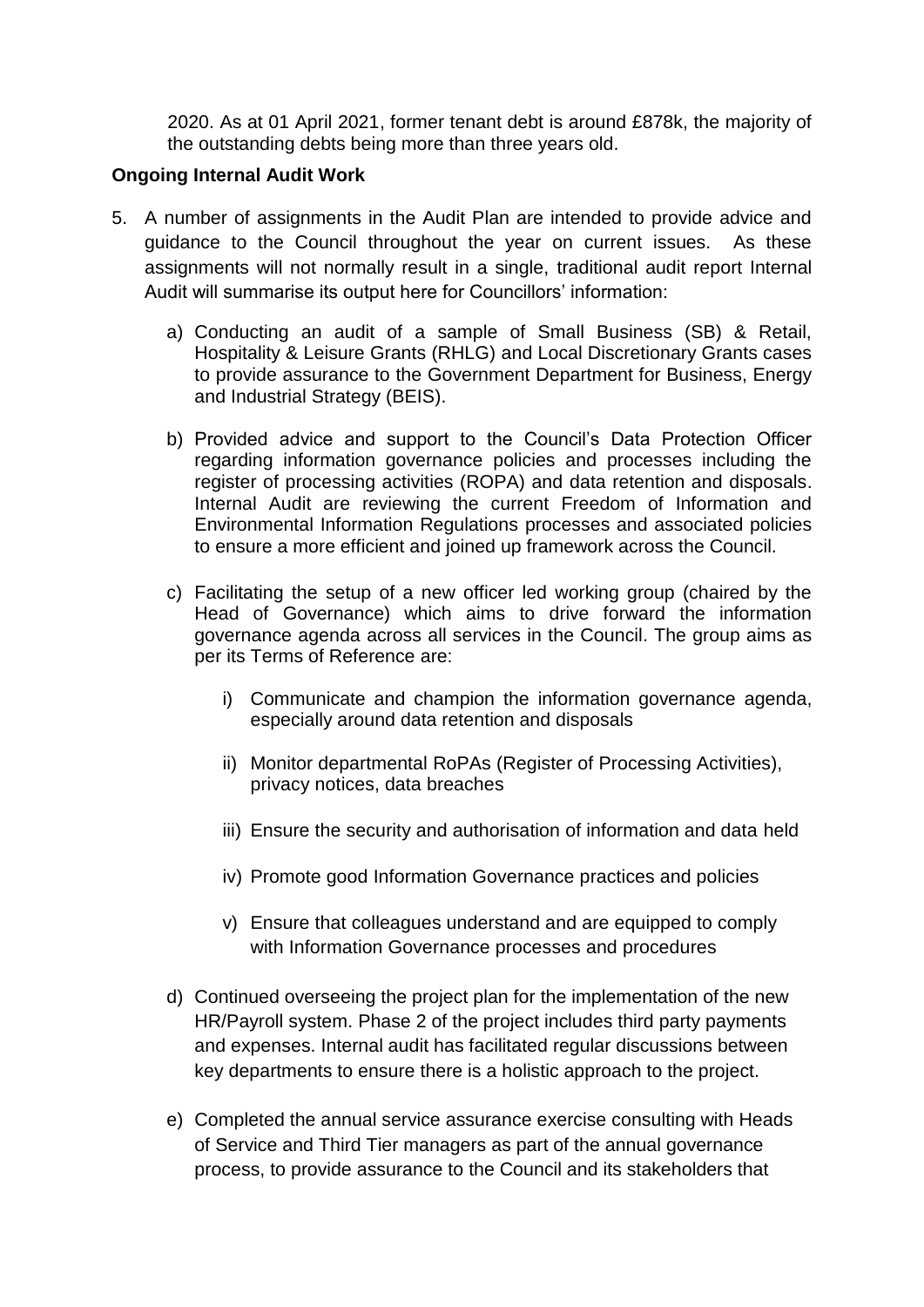2020. As at 01 April 2021, former tenant debt is around £878k, the majority of the outstanding debts being more than three years old.

**Ongoing Internal Audit Work**

5. A number of assignments in the Audit Plan are intended to provide advice and guidance to the Council throughout the year on current issues. As these assignments will not normally result in a single, traditional audit report Internal Audit will summarise its output here for Councillors' information:

   a) Conducting an audit of a sample of Small Business (SB) & Retail, Hospitality & Leisure Grants (RHLG) and Local Discretionary Grants cases to provide assurance to the Government Department for Business, Energy and Industrial Strategy (BEIS).

   b) Provided advice and support to the Council's Data Protection Officer regarding information governance policies and processes including the register of processing activities (ROPA) and data retention and disposals. Internal Audit are reviewing the current Freedom of Information and Environmental Information Regulations processes and associated policies to ensure a more efficient and joined up framework across the Council.

   c) Facilitating the setup of a new officer led working group (chaired by the Head of Governance) which aims to drive forward the information governance agenda across all services in the Council. The group aims as per its Terms of Reference are:

      i) Communicate and champion the information governance agenda, especially around data retention and disposals

      ii) Monitor departmental RoPAs (Register of Processing Activities), privacy notices, data breaches

      iii) Ensure the security and authorisation of information and data held

      iv) Promote good Information Governance practices and policies

      v) Ensure that colleagues understand and are equipped to comply with Information Governance processes and procedures

   d) Continued overseeing the project plan for the implementation of the new HR/Payroll system. Phase 2 of the project includes third party payments and expenses. Internal audit has facilitated regular discussions between key departments to ensure there is a holistic approach to the project.

   e) Completed the annual service assurance exercise consulting with Heads of Service and Third Tier managers as part of the annual governance process, to provide assurance to the Council and its stakeholders that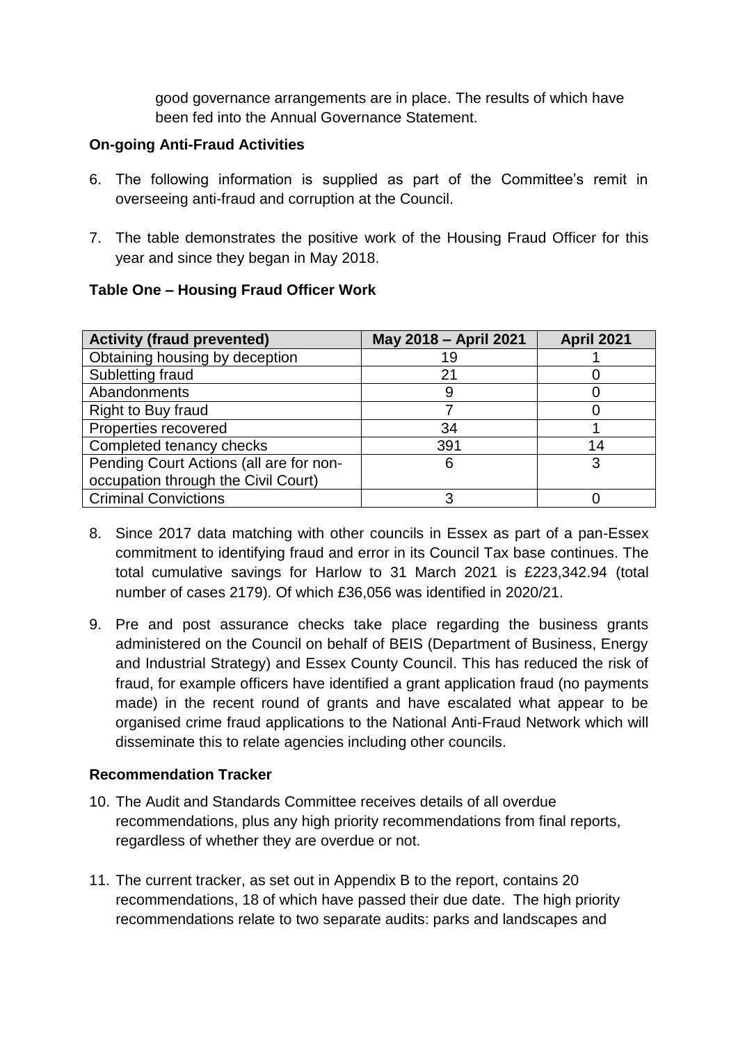good governance arrangements are in place. The results of which have been fed into the Annual Governance Statement.

**On-going Anti-Fraud Activities**

6. The following information is supplied as part of the Committee's remit in overseeing anti-fraud and corruption at the Council.

7. The table demonstrates the positive work of the Housing Fraud Officer for this year and since they began in May 2018.

**Table One – Housing Fraud Officer Work**

| Activity (fraud prevented) | May 2018 – April 2021 | April 2021 |
|---|---|---|
| Obtaining housing by deception | 19 | 1 |
| Subletting fraud | 21 | 0 |
| Abandonments | 9 | 0 |
| Right to Buy fraud | 7 | 0 |
| Properties recovered | 34 | 1 |
| Completed tenancy checks | 391 | 14 |
| Pending Court Actions (all are for non-occupation through the Civil Court) | 6 | 3 |
| Criminal Convictions | 3 | 0 |

8. Since 2017 data matching with other councils in Essex as part of a pan-Essex commitment to identifying fraud and error in its Council Tax base continues. The total cumulative savings for Harlow to 31 March 2021 is £223,342.94 (total number of cases 2179). Of which £36,056 was identified in 2020/21.

9. Pre and post assurance checks take place regarding the business grants administered on the Council on behalf of BEIS (Department of Business, Energy and Industrial Strategy) and Essex County Council. This has reduced the risk of fraud, for example officers have identified a grant application fraud (no payments made) in the recent round of grants and have escalated what appear to be organised crime fraud applications to the National Anti-Fraud Network which will disseminate this to relate agencies including other councils.

**Recommendation Tracker**

10. The Audit and Standards Committee receives details of all overdue recommendations, plus any high priority recommendations from final reports, regardless of whether they are overdue or not.

11. The current tracker, as set out in Appendix B to the report, contains 20 recommendations, 18 of which have passed their due date. The high priority recommendations relate to two separate audits: parks and landscapes and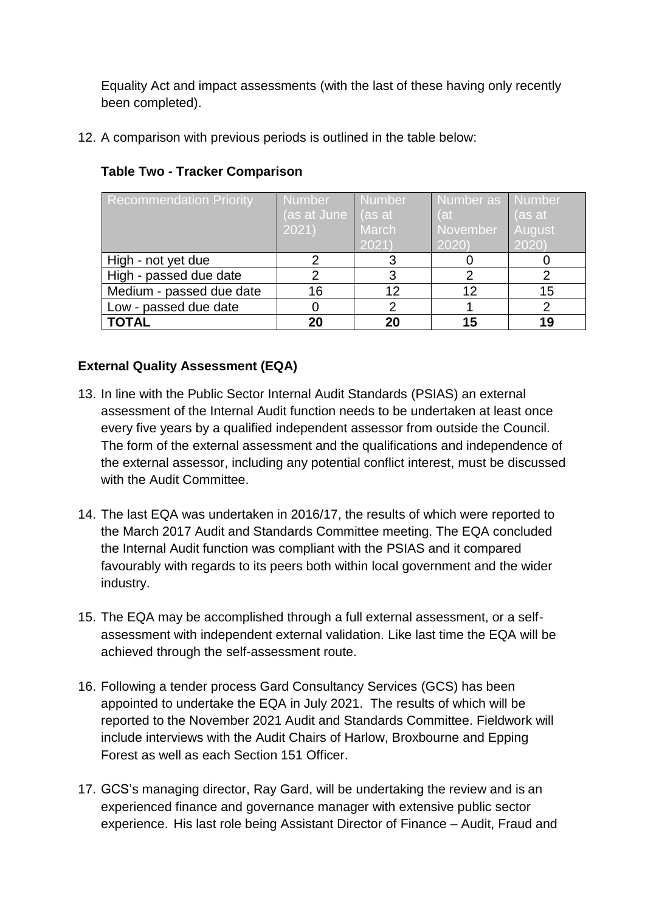Equality Act and impact assessments (with the last of these having only recently been completed).

12. A comparison with previous periods is outlined in the table below:

**Table Two - Tracker Comparison**

| Recommendation Priority | Number (as at June 2021) | Number (as at March 2021) | Number as (at November 2020) | Number (as at August 2020) |
|---|---|---|---|---|
| High - not yet due | 2 | 3 | 0 | 0 |
| High - passed due date | 2 | 3 | 2 | 2 |
| Medium - passed due date | 16 | 12 | 12 | 15 |
| Low - passed due date | 0 | 2 | 1 | 2 |
| **TOTAL** | **20** | **20** | **15** | **19** |

**External Quality Assessment (EQA)**

13. In line with the Public Sector Internal Audit Standards (PSIAS) an external assessment of the Internal Audit function needs to be undertaken at least once every five years by a qualified independent assessor from outside the Council. The form of the external assessment and the qualifications and independence of the external assessor, including any potential conflict interest, must be discussed with the Audit Committee.

14. The last EQA was undertaken in 2016/17, the results of which were reported to the March 2017 Audit and Standards Committee meeting. The EQA concluded the Internal Audit function was compliant with the PSIAS and it compared favourably with regards to its peers both within local government and the wider industry.

15. The EQA may be accomplished through a full external assessment, or a self-assessment with independent external validation. Like last time the EQA will be achieved through the self-assessment route.

16. Following a tender process Gard Consultancy Services (GCS) has been appointed to undertake the EQA in July 2021. The results of which will be reported to the November 2021 Audit and Standards Committee. Fieldwork will include interviews with the Audit Chairs of Harlow, Broxbourne and Epping Forest as well as each Section 151 Officer.

17. GCS's managing director, Ray Gard, will be undertaking the review and is an experienced finance and governance manager with extensive public sector experience. His last role being Assistant Director of Finance – Audit, Fraud and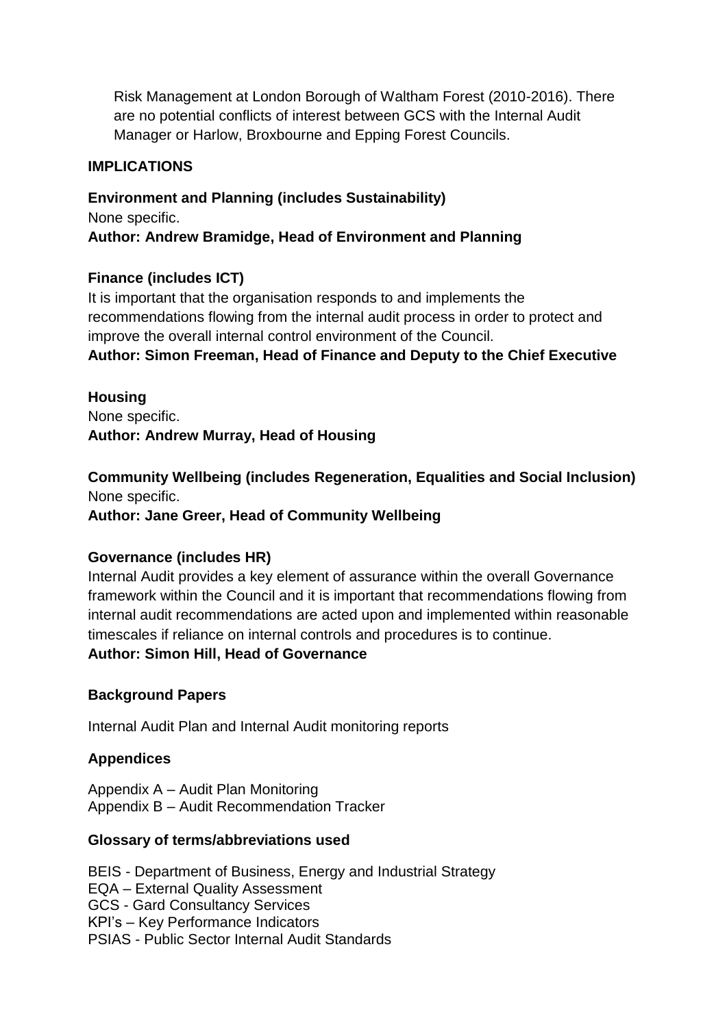Risk Management at London Borough of Waltham Forest (2010-2016). There are no potential conflicts of interest between GCS with the Internal Audit Manager or Harlow, Broxbourne and Epping Forest Councils.

## IMPLICATIONS

**Environment and Planning (includes Sustainability)**
None specific.
**Author: Andrew Bramidge, Head of Environment and Planning**

**Finance (includes ICT)**
It is important that the organisation responds to and implements the recommendations flowing from the internal audit process in order to protect and improve the overall internal control environment of the Council.
**Author: Simon Freeman, Head of Finance and Deputy to the Chief Executive**

**Housing**
None specific.
**Author: Andrew Murray, Head of Housing**

**Community Wellbeing (includes Regeneration, Equalities and Social Inclusion)**
None specific.
**Author: Jane Greer, Head of Community Wellbeing**

**Governance (includes HR)**
Internal Audit provides a key element of assurance within the overall Governance framework within the Council and it is important that recommendations flowing from internal audit recommendations are acted upon and implemented within reasonable timescales if reliance on internal controls and procedures is to continue.
**Author: Simon Hill, Head of Governance**

**Background Papers**

Internal Audit Plan and Internal Audit monitoring reports

**Appendices**

Appendix A – Audit Plan Monitoring
Appendix B – Audit Recommendation Tracker

**Glossary of terms/abbreviations used**

BEIS - Department of Business, Energy and Industrial Strategy
EQA – External Quality Assessment
GCS - Gard Consultancy Services
KPI's – Key Performance Indicators
PSIAS - Public Sector Internal Audit Standards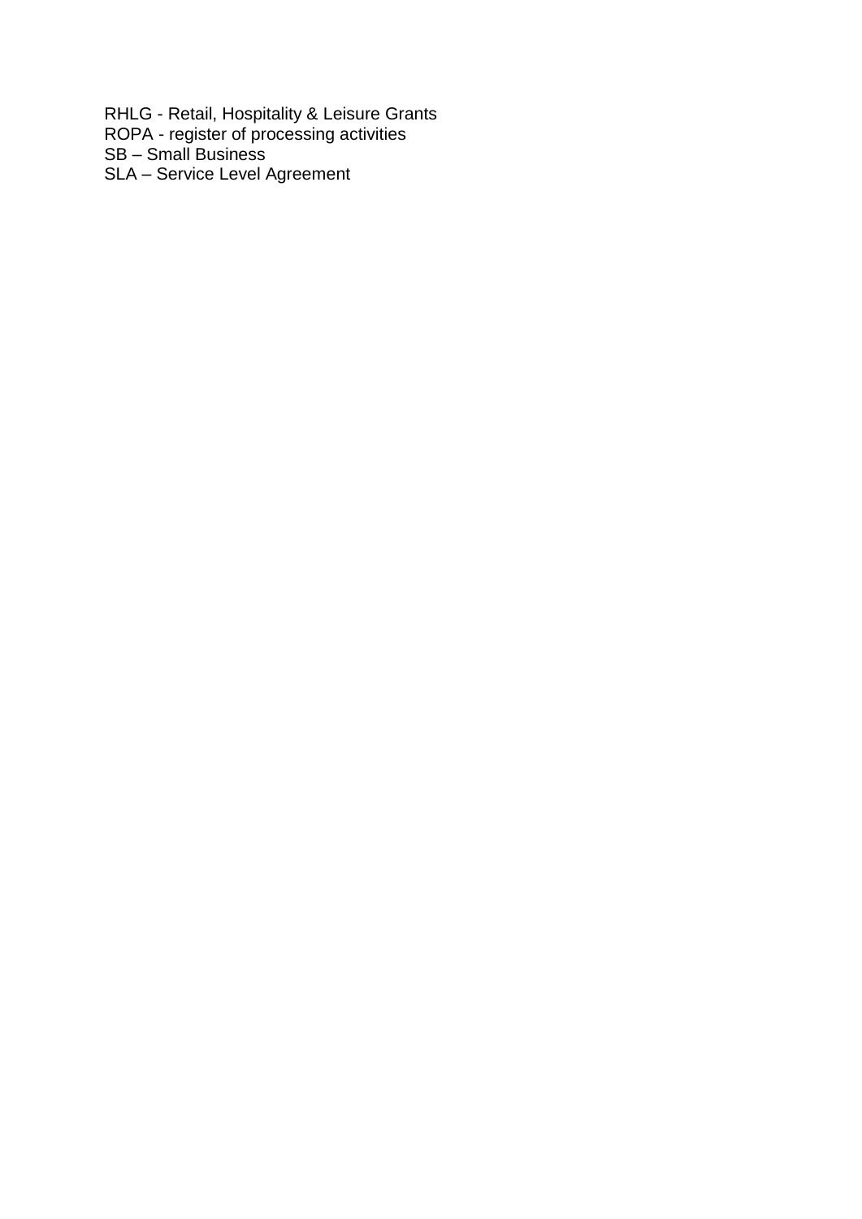RHLG - Retail, Hospitality & Leisure Grants
ROPA - register of processing activities
SB – Small Business
SLA – Service Level Agreement